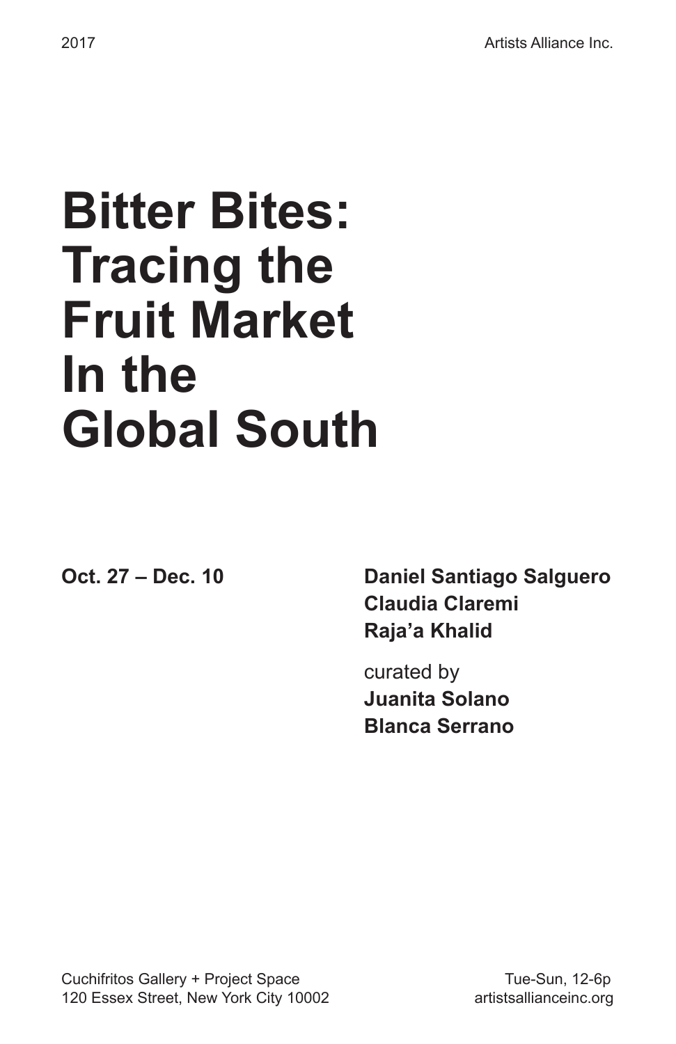2017

Artists Alliance Inc.

# Bitter Bites: Tracing the Fruit Market In the Global South

**Oct. 27 – Dec. 10**

**Daniel Santiago Salguero**
**Claudia Claremi**
**Raja'a Khalid**

curated by
**Juanita Solano**
**Blanca Serrano**

Cuchifritos Gallery + Project Space
120 Essex Street, New York City 10002

Tue-Sun, 12-6p
artistsallianceinc.org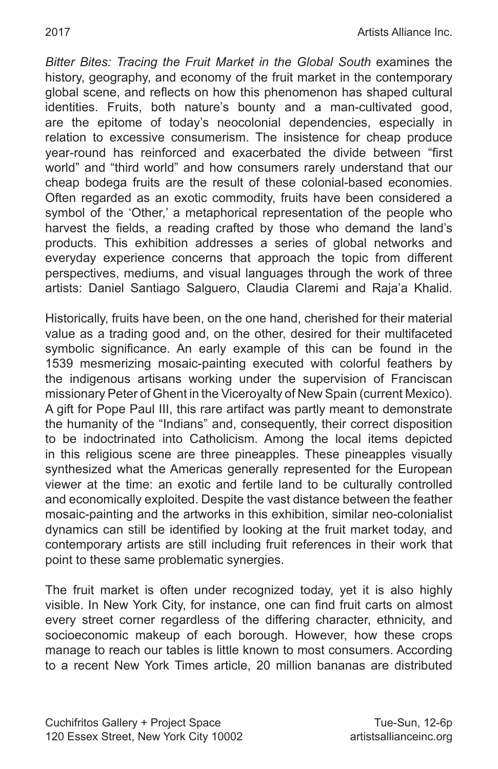*Bitter Bites: Tracing the Fruit Market in the Global South* examines the history, geography, and economy of the fruit market in the contemporary global scene, and reflects on how this phenomenon has shaped cultural identities. Fruits, both nature's bounty and a man-cultivated good, are the epitome of today's neocolonial dependencies, especially in relation to excessive consumerism. The insistence for cheap produce year-round has reinforced and exacerbated the divide between "first world" and "third world" and how consumers rarely understand that our cheap bodega fruits are the result of these colonial-based economies. Often regarded as an exotic commodity, fruits have been considered a symbol of the 'Other,' a metaphorical representation of the people who harvest the fields, a reading crafted by those who demand the land's products. This exhibition addresses a series of global networks and everyday experience concerns that approach the topic from different perspectives, mediums, and visual languages through the work of three artists: Daniel Santiago Salguero, Claudia Claremi and Raja'a Khalid.

Historically, fruits have been, on the one hand, cherished for their material value as a trading good and, on the other, desired for their multifaceted symbolic significance. An early example of this can be found in the 1539 mesmerizing mosaic-painting executed with colorful feathers by the indigenous artisans working under the supervision of Franciscan missionary Peter of Ghent in the Viceroyalty of New Spain (current Mexico). A gift for Pope Paul III, this rare artifact was partly meant to demonstrate the humanity of the "Indians" and, consequently, their correct disposition to be indoctrinated into Catholicism. Among the local items depicted in this religious scene are three pineapples. These pineapples visually synthesized what the Americas generally represented for the European viewer at the time: an exotic and fertile land to be culturally controlled and economically exploited. Despite the vast distance between the feather mosaic-painting and the artworks in this exhibition, similar neo-colonialist dynamics can still be identified by looking at the fruit market today, and contemporary artists are still including fruit references in their work that point to these same problematic synergies.

The fruit market is often under recognized today, yet it is also highly visible. In New York City, for instance, one can find fruit carts on almost every street corner regardless of the differing character, ethnicity, and socioeconomic makeup of each borough. However, how these crops manage to reach our tables is little known to most consumers. According to a recent New York Times article, 20 million bananas are distributed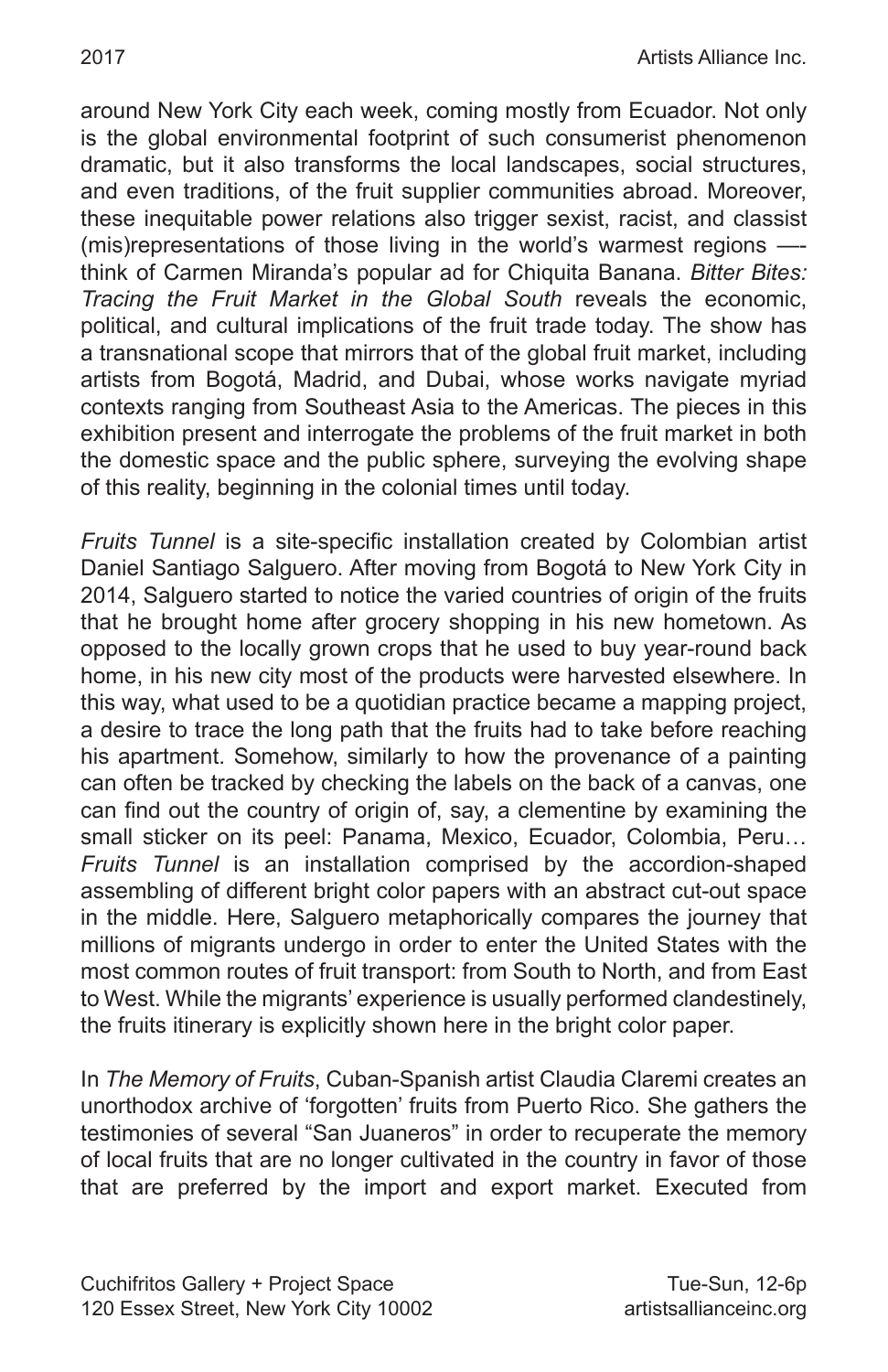around New York City each week, coming mostly from Ecuador. Not only is the global environmental footprint of such consumerist phenomenon dramatic, but it also transforms the local landscapes, social structures, and even traditions, of the fruit supplier communities abroad. Moreover, these inequitable power relations also trigger sexist, racist, and classist (mis)representations of those living in the world's warmest regions —-think of Carmen Miranda's popular ad for Chiquita Banana. *Bitter Bites: Tracing the Fruit Market in the Global South* reveals the economic, political, and cultural implications of the fruit trade today. The show has a transnational scope that mirrors that of the global fruit market, including artists from Bogotá, Madrid, and Dubai, whose works navigate myriad contexts ranging from Southeast Asia to the Americas. The pieces in this exhibition present and interrogate the problems of the fruit market in both the domestic space and the public sphere, surveying the evolving shape of this reality, beginning in the colonial times until today.

*Fruits Tunnel* is a site-specific installation created by Colombian artist Daniel Santiago Salguero. After moving from Bogotá to New York City in 2014, Salguero started to notice the varied countries of origin of the fruits that he brought home after grocery shopping in his new hometown. As opposed to the locally grown crops that he used to buy year-round back home, in his new city most of the products were harvested elsewhere. In this way, what used to be a quotidian practice became a mapping project, a desire to trace the long path that the fruits had to take before reaching his apartment. Somehow, similarly to how the provenance of a painting can often be tracked by checking the labels on the back of a canvas, one can find out the country of origin of, say, a clementine by examining the small sticker on its peel: Panama, Mexico, Ecuador, Colombia, Peru… *Fruits Tunnel* is an installation comprised by the accordion-shaped assembling of different bright color papers with an abstract cut-out space in the middle. Here, Salguero metaphorically compares the journey that millions of migrants undergo in order to enter the United States with the most common routes of fruit transport: from South to North, and from East to West. While the migrants' experience is usually performed clandestinely, the fruits itinerary is explicitly shown here in the bright color paper.

In *The Memory of Fruits*, Cuban-Spanish artist Claudia Claremi creates an unorthodox archive of 'forgotten' fruits from Puerto Rico. She gathers the testimonies of several "San Juaneros" in order to recuperate the memory of local fruits that are no longer cultivated in the country in favor of those that are preferred by the import and export market. Executed from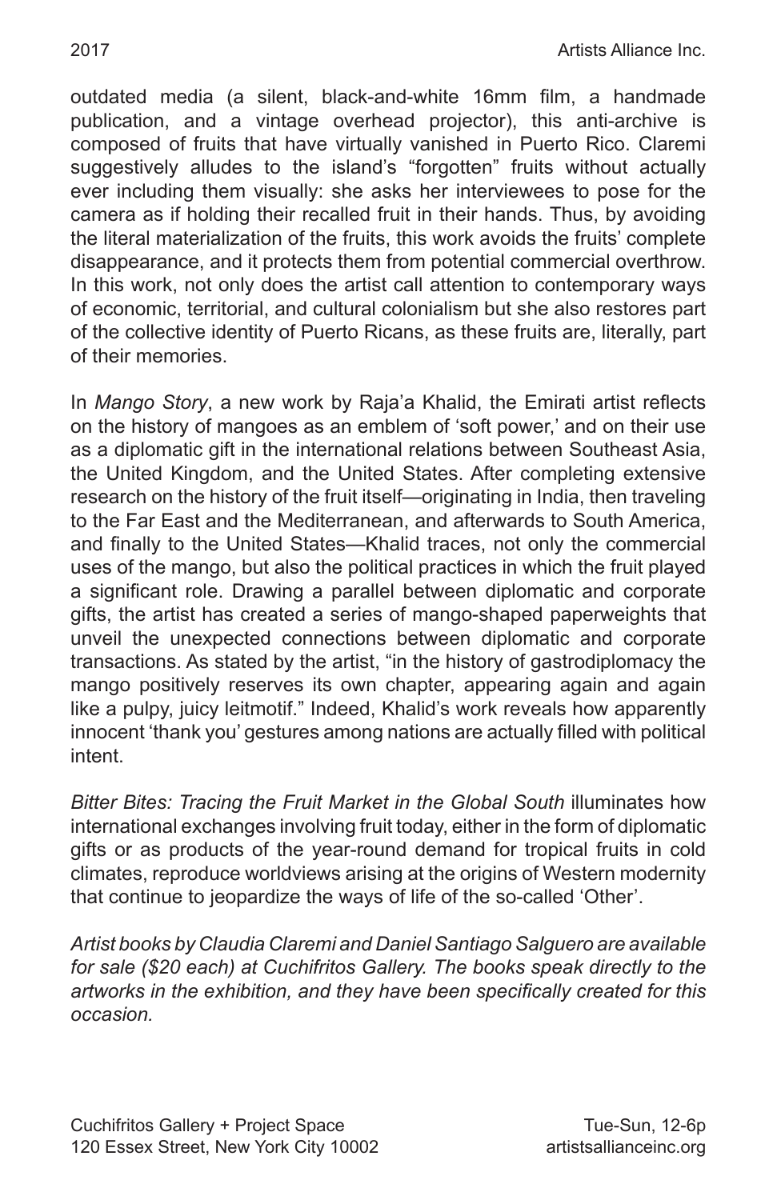outdated media (a silent, black-and-white 16mm film, a handmade publication, and a vintage overhead projector), this anti-archive is composed of fruits that have virtually vanished in Puerto Rico. Claremi suggestively alludes to the island's "forgotten" fruits without actually ever including them visually: she asks her interviewees to pose for the camera as if holding their recalled fruit in their hands. Thus, by avoiding the literal materialization of the fruits, this work avoids the fruits' complete disappearance, and it protects them from potential commercial overthrow. In this work, not only does the artist call attention to contemporary ways of economic, territorial, and cultural colonialism but she also restores part of the collective identity of Puerto Ricans, as these fruits are, literally, part of their memories.

In *Mango Story*, a new work by Raja'a Khalid, the Emirati artist reflects on the history of mangoes as an emblem of 'soft power,' and on their use as a diplomatic gift in the international relations between Southeast Asia, the United Kingdom, and the United States. After completing extensive research on the history of the fruit itself—originating in India, then traveling to the Far East and the Mediterranean, and afterwards to South America, and finally to the United States—Khalid traces, not only the commercial uses of the mango, but also the political practices in which the fruit played a significant role. Drawing a parallel between diplomatic and corporate gifts, the artist has created a series of mango-shaped paperweights that unveil the unexpected connections between diplomatic and corporate transactions. As stated by the artist, "in the history of gastrodiplomacy the mango positively reserves its own chapter, appearing again and again like a pulpy, juicy leitmotif." Indeed, Khalid's work reveals how apparently innocent 'thank you' gestures among nations are actually filled with political intent.

*Bitter Bites: Tracing the Fruit Market in the Global South* illuminates how international exchanges involving fruit today, either in the form of diplomatic gifts or as products of the year-round demand for tropical fruits in cold climates, reproduce worldviews arising at the origins of Western modernity that continue to jeopardize the ways of life of the so-called 'Other'.

*Artist books by Claudia Claremi and Daniel Santiago Salguero are available for sale ($20 each) at Cuchifritos Gallery. The books speak directly to the artworks in the exhibition, and they have been specifically created for this occasion.*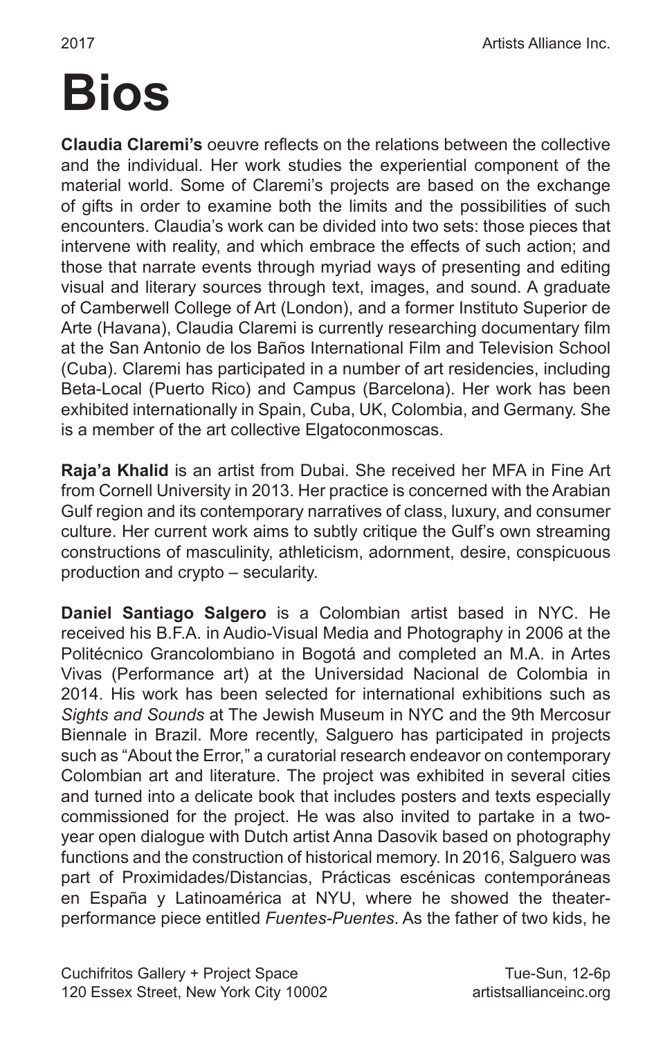# Bios

**Claudia Claremi's** oeuvre reflects on the relations between the collective and the individual. Her work studies the experiential component of the material world. Some of Claremi's projects are based on the exchange of gifts in order to examine both the limits and the possibilities of such encounters. Claudia's work can be divided into two sets: those pieces that intervene with reality, and which embrace the effects of such action; and those that narrate events through myriad ways of presenting and editing visual and literary sources through text, images, and sound. A graduate of Camberwell College of Art (London), and a former Instituto Superior de Arte (Havana), Claudia Claremi is currently researching documentary film at the San Antonio de los Baños International Film and Television School (Cuba). Claremi has participated in a number of art residencies, including Beta-Local (Puerto Rico) and Campus (Barcelona). Her work has been exhibited internationally in Spain, Cuba, UK, Colombia, and Germany. She is a member of the art collective Elgatoconmoscas.

**Raja'a Khalid** is an artist from Dubai. She received her MFA in Fine Art from Cornell University in 2013. Her practice is concerned with the Arabian Gulf region and its contemporary narratives of class, luxury, and consumer culture. Her current work aims to subtly critique the Gulf's own streaming constructions of masculinity, athleticism, adornment, desire, conspicuous production and crypto – secularity.

**Daniel Santiago Salgero** is a Colombian artist based in NYC. He received his B.F.A. in Audio-Visual Media and Photography in 2006 at the Politécnico Grancolombiano in Bogotá and completed an M.A. in Artes Vivas (Performance art) at the Universidad Nacional de Colombia in 2014. His work has been selected for international exhibitions such as *Sights and Sounds* at The Jewish Museum in NYC and the 9th Mercosur Biennale in Brazil. More recently, Salguero has participated in projects such as "About the Error," a curatorial research endeavor on contemporary Colombian art and literature. The project was exhibited in several cities and turned into a delicate book that includes posters and texts especially commissioned for the project. He was also invited to partake in a two-year open dialogue with Dutch artist Anna Dasovik based on photography functions and the construction of historical memory. In 2016, Salguero was part of Proximidades/Distancias, Prácticas escénicas contemporáneas en España y Latinoamérica at NYU, where he showed the theater-performance piece entitled *Fuentes-Puentes*. As the father of two kids, he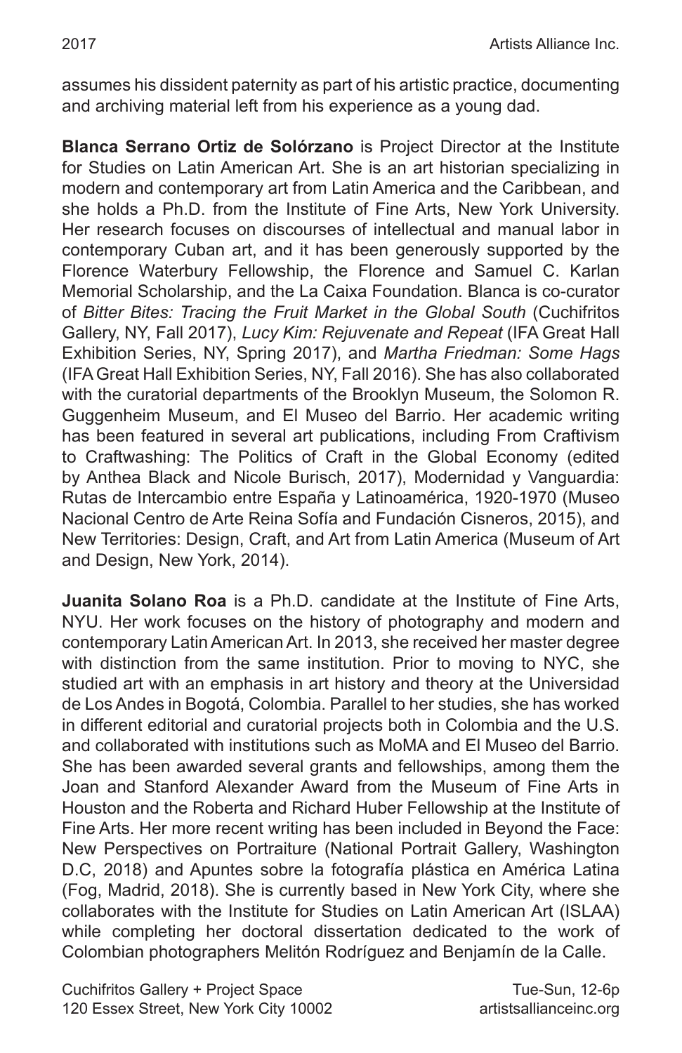assumes his dissident paternity as part of his artistic practice, documenting and archiving material left from his experience as a young dad.

**Blanca Serrano Ortiz de Solórzano** is Project Director at the Institute for Studies on Latin American Art. She is an art historian specializing in modern and contemporary art from Latin America and the Caribbean, and she holds a Ph.D. from the Institute of Fine Arts, New York University. Her research focuses on discourses of intellectual and manual labor in contemporary Cuban art, and it has been generously supported by the Florence Waterbury Fellowship, the Florence and Samuel C. Karlan Memorial Scholarship, and the La Caixa Foundation. Blanca is co-curator of *Bitter Bites: Tracing the Fruit Market in the Global South* (Cuchifritos Gallery, NY, Fall 2017), *Lucy Kim: Rejuvenate and Repeat* (IFA Great Hall Exhibition Series, NY, Spring 2017), and *Martha Friedman: Some Hags* (IFA Great Hall Exhibition Series, NY, Fall 2016). She has also collaborated with the curatorial departments of the Brooklyn Museum, the Solomon R. Guggenheim Museum, and El Museo del Barrio. Her academic writing has been featured in several art publications, including From Craftivism to Craftwashing: The Politics of Craft in the Global Economy (edited by Anthea Black and Nicole Burisch, 2017), Modernidad y Vanguardia: Rutas de Intercambio entre España y Latinoamérica, 1920-1970 (Museo Nacional Centro de Arte Reina Sofía and Fundación Cisneros, 2015), and New Territories: Design, Craft, and Art from Latin America (Museum of Art and Design, New York, 2014).

**Juanita Solano Roa** is a Ph.D. candidate at the Institute of Fine Arts, NYU. Her work focuses on the history of photography and modern and contemporary Latin American Art. In 2013, she received her master degree with distinction from the same institution. Prior to moving to NYC, she studied art with an emphasis in art history and theory at the Universidad de Los Andes in Bogotá, Colombia. Parallel to her studies, she has worked in different editorial and curatorial projects both in Colombia and the U.S. and collaborated with institutions such as MoMA and El Museo del Barrio. She has been awarded several grants and fellowships, among them the Joan and Stanford Alexander Award from the Museum of Fine Arts in Houston and the Roberta and Richard Huber Fellowship at the Institute of Fine Arts. Her more recent writing has been included in Beyond the Face: New Perspectives on Portraiture (National Portrait Gallery, Washington D.C, 2018) and Apuntes sobre la fotografía plástica en América Latina (Fog, Madrid, 2018). She is currently based in New York City, where she collaborates with the Institute for Studies on Latin American Art (ISLAA) while completing her doctoral dissertation dedicated to the work of Colombian photographers Melitón Rodríguez and Benjamín de la Calle.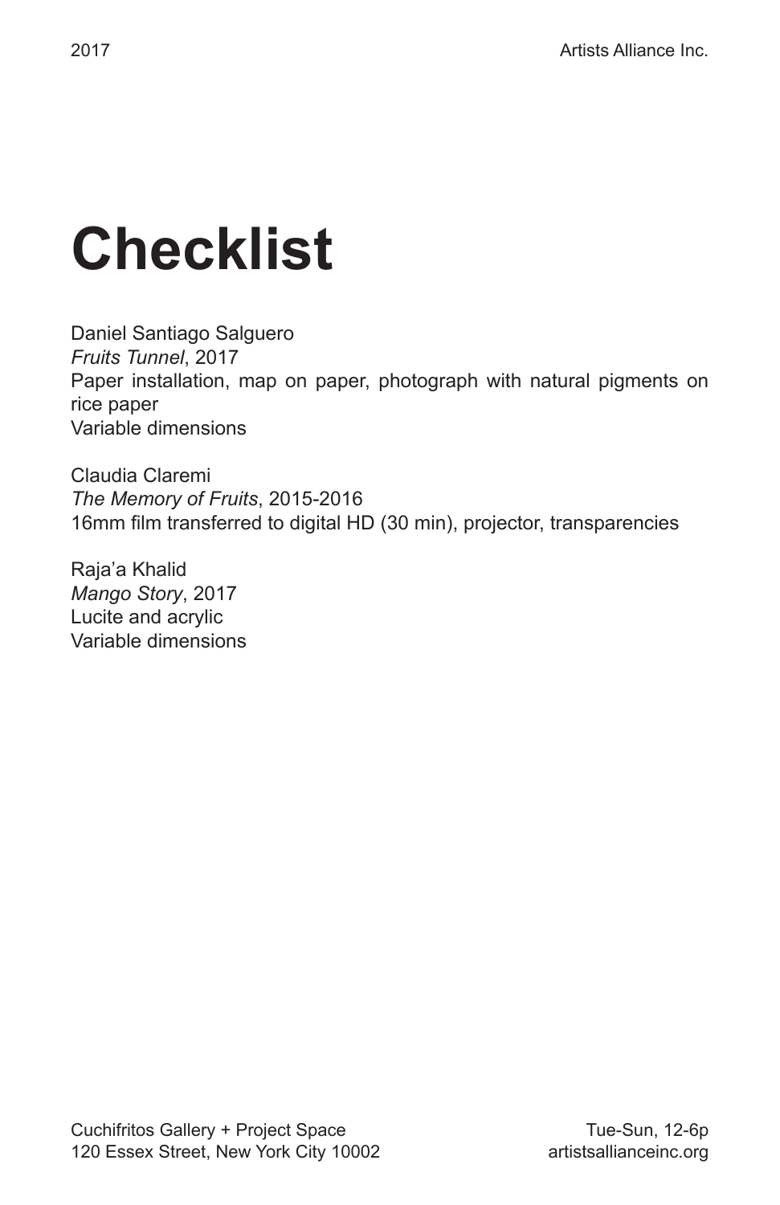# Checklist

Daniel Santiago Salguero
*Fruits Tunnel*, 2017
Paper installation, map on paper, photograph with natural pigments on rice paper
Variable dimensions

Claudia Claremi
*The Memory of Fruits*, 2015-2016
16mm film transferred to digital HD (30 min), projector, transparencies

Raja'a Khalid
*Mango Story*, 2017
Lucite and acrylic
Variable dimensions

Cuchifritos Gallery + Project Space
120 Essex Street, New York City 10002

Tue-Sun, 12-6p
artistsallianceinc.org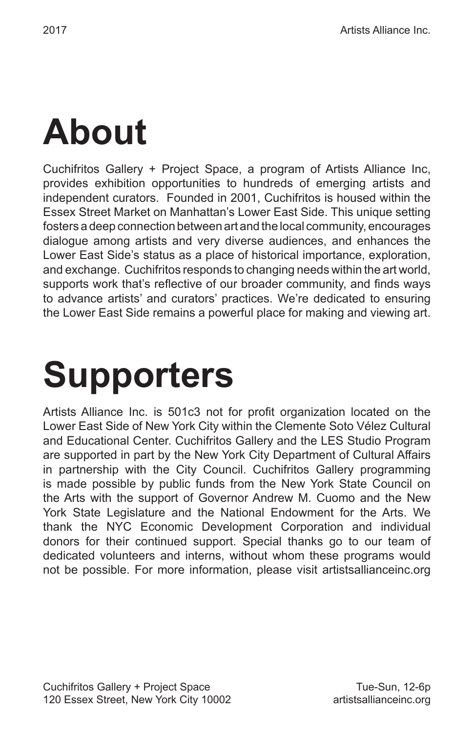# About

Cuchifritos Gallery + Project Space, a program of Artists Alliance Inc, provides exhibition opportunities to hundreds of emerging artists and independent curators. Founded in 2001, Cuchifritos is housed within the Essex Street Market on Manhattan's Lower East Side. This unique setting fosters a deep connection between art and the local community, encourages dialogue among artists and very diverse audiences, and enhances the Lower East Side's status as a place of historical importance, exploration, and exchange. Cuchifritos responds to changing needs within the art world, supports work that's reflective of our broader community, and finds ways to advance artists' and curators' practices. We're dedicated to ensuring the Lower East Side remains a powerful place for making and viewing art.

# Supporters

Artists Alliance Inc. is 501c3 not for profit organization located on the Lower East Side of New York City within the Clemente Soto Vélez Cultural and Educational Center. Cuchifritos Gallery and the LES Studio Program are supported in part by the New York City Department of Cultural Affairs in partnership with the City Council. Cuchifritos Gallery programming is made possible by public funds from the New York State Council on the Arts with the support of Governor Andrew M. Cuomo and the New York State Legislature and the National Endowment for the Arts. We thank the NYC Economic Development Corporation and individual donors for their continued support. Special thanks go to our team of dedicated volunteers and interns, without whom these programs would not be possible. For more information, please visit artistsallianceinc.org

Cuchifritos Gallery + Project Space
120 Essex Street, New York City 10002

Tue-Sun, 12-6p
artistsallianceinc.org